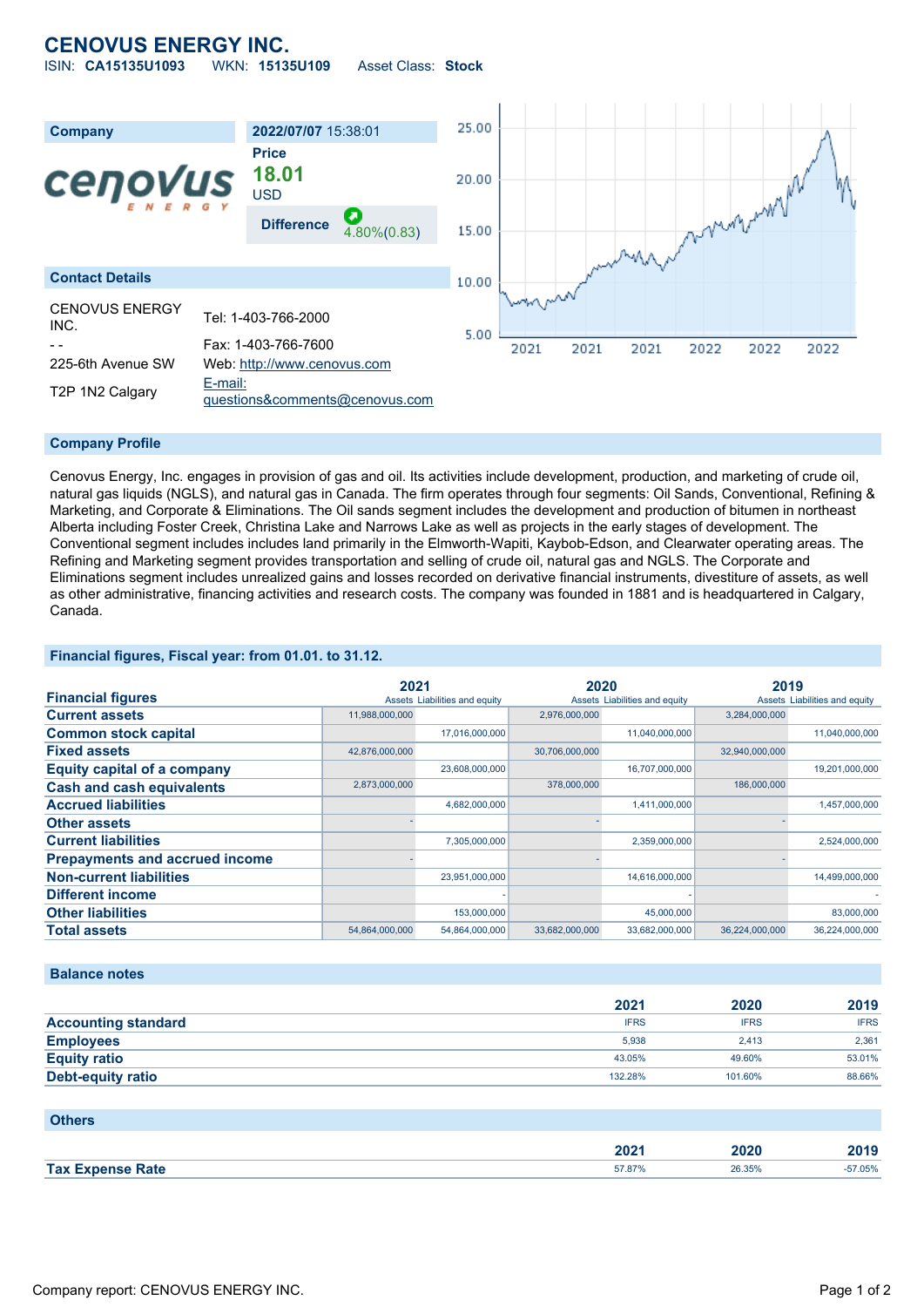# CENOVUS ENERGY INC.

ISIN: **CA15135U1093** WKN: **15135U109** Asset Class: **Stock**

| Company | 2022/07/07 15:38:01 |
|---|---|
| | **Price** 18.01 USD |
| | **Difference** 4.80%(0.83) |

## Contact Details

| | |
|---|---|
| CENOVUS ENERGY INC. | Tel: 1-403-766-2000 |
| - - | Fax: 1-403-766-7600 |
| 225-6th Avenue SW | Web: http://www.cenovus.com |
| T2P 1N2 Calgary | E-mail: questions&comments@cenovus.com |

## Company Profile

Cenovus Energy, Inc. engages in provision of gas and oil. Its activities include development, production, and marketing of crude oil, natural gas liquids (NGLS), and natural gas in Canada. The firm operates through four segments: Oil Sands, Conventional, Refining & Marketing, and Corporate & Eliminations. The Oil sands segment includes the development and production of bitumen in northeast Alberta including Foster Creek, Christina Lake and Narrows Lake as well as projects in the early stages of development. The Conventional segment includes includes land primarily in the Elmworth-Wapiti, Kaybob-Edson, and Clearwater operating areas. The Refining and Marketing segment provides transportation and selling of crude oil, natural gas and NGLS. The Corporate and Eliminations segment includes unrealized gains and losses recorded on derivative financial instruments, divestiture of assets, as well as other administrative, financing activities and research costs. The company was founded in 1881 and is headquartered in Calgary, Canada.

## Financial figures, Fiscal year: from 01.01. to 31.12.

| Financial figures | 2021 Assets | 2021 Liabilities and equity | 2020 Assets | 2020 Liabilities and equity | 2019 Assets | 2019 Liabilities and equity |
|---|---|---|---|---|---|---|
| **Current assets** | 11,988,000,000 | | 2,976,000,000 | | 3,284,000,000 | |
| **Common stock capital** | | 17,016,000,000 | | 11,040,000,000 | | 11,040,000,000 |
| **Fixed assets** | 42,876,000,000 | | 30,706,000,000 | | 32,940,000,000 | |
| **Equity capital of a company** | | 23,608,000,000 | | 16,707,000,000 | | 19,201,000,000 |
| **Cash and cash equivalents** | 2,873,000,000 | | 378,000,000 | | 186,000,000 | |
| **Accrued liabilities** | | 4,682,000,000 | | 1,411,000,000 | | 1,457,000,000 |
| **Other assets** | - | | - | | - | |
| **Current liabilities** | | 7,305,000,000 | | 2,359,000,000 | | 2,524,000,000 |
| **Prepayments and accrued income** | - | | - | | - | |
| **Non-current liabilities** | | 23,951,000,000 | | 14,616,000,000 | | 14,499,000,000 |
| **Different income** | | - | | - | | - |
| **Other liabilities** | | 153,000,000 | | 45,000,000 | | 83,000,000 |
| **Total assets** | 54,864,000,000 | 54,864,000,000 | 33,682,000,000 | 33,682,000,000 | 36,224,000,000 | 36,224,000,000 |

## Balance notes

| | 2021 | 2020 | 2019 |
|---|---|---|---|
| **Accounting standard** | IFRS | IFRS | IFRS |
| **Employees** | 5,938 | 2,413 | 2,361 |
| **Equity ratio** | 43.05% | 49.60% | 53.01% |
| **Debt-equity ratio** | 132.28% | 101.60% | 88.66% |

## Others

| | 2021 | 2020 | 2019 |
|---|---|---|---|
| **Tax Expense Rate** | 57.87% | 26.35% | -57.05% |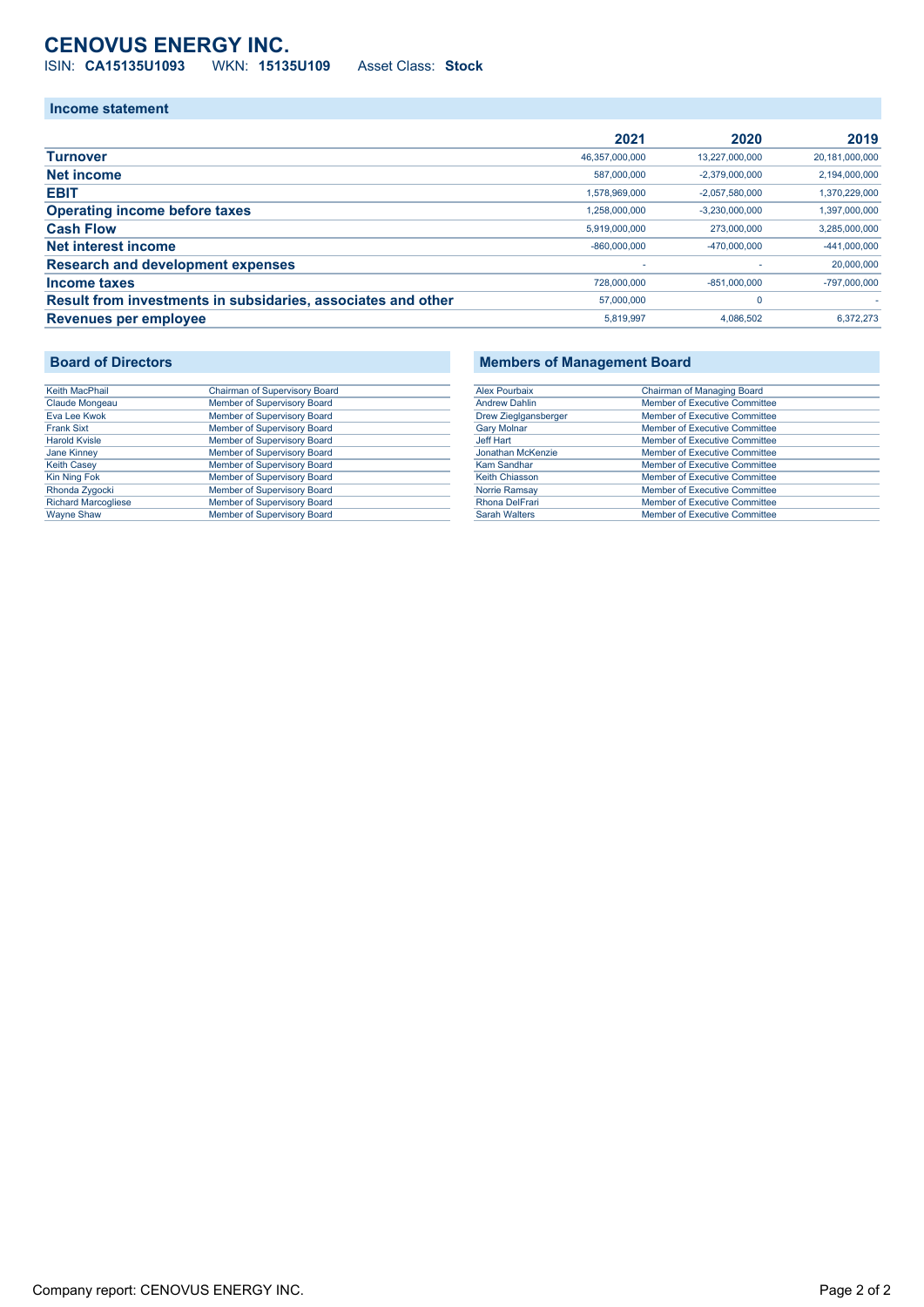# CENOVUS ENERGY INC.

ISIN: **CA15135U1093** WKN: **15135U109** Asset Class: **Stock**

## Income statement

| | 2021 | 2020 | 2019 |
|---|---|---|---|
| **Turnover** | 46,357,000,000 | 13,227,000,000 | 20,181,000,000 |
| **Net income** | 587,000,000 | -2,379,000,000 | 2,194,000,000 |
| **EBIT** | 1,578,969,000 | -2,057,580,000 | 1,370,229,000 |
| **Operating income before taxes** | 1,258,000,000 | -3,230,000,000 | 1,397,000,000 |
| **Cash Flow** | 5,919,000,000 | 273,000,000 | 3,285,000,000 |
| **Net interest income** | -860,000,000 | -470,000,000 | -441,000,000 |
| **Research and development expenses** | - | - | 20,000,000 |
| **Income taxes** | 728,000,000 | -851,000,000 | -797,000,000 |
| **Result from investments in subsidaries, associates and other** | 57,000,000 | 0 | - |
| **Revenues per employee** | 5,819,997 | 4,086,502 | 6,372,273 |

## Board of Directors

| | |
|---|---|
| Keith MacPhail | Chairman of Supervisory Board |
| Claude Mongeau | Member of Supervisory Board |
| Eva Lee Kwok | Member of Supervisory Board |
| Frank Sixt | Member of Supervisory Board |
| Harold Kvisle | Member of Supervisory Board |
| Jane Kinney | Member of Supervisory Board |
| Keith Casey | Member of Supervisory Board |
| Kin Ning Fok | Member of Supervisory Board |
| Rhonda Zygocki | Member of Supervisory Board |
| Richard Marcogliese | Member of Supervisory Board |
| Wayne Shaw | Member of Supervisory Board |

## Members of Management Board

| | |
|---|---|
| Alex Pourbaix | Chairman of Managing Board |
| Andrew Dahlin | Member of Executive Committee |
| Drew Zieglgansberger | Member of Executive Committee |
| Gary Molnar | Member of Executive Committee |
| Jeff Hart | Member of Executive Committee |
| Jonathan McKenzie | Member of Executive Committee |
| Kam Sandhar | Member of Executive Committee |
| Keith Chiasson | Member of Executive Committee |
| Norrie Ramsay | Member of Executive Committee |
| Rhona DelFrari | Member of Executive Committee |
| Sarah Walters | Member of Executive Committee |